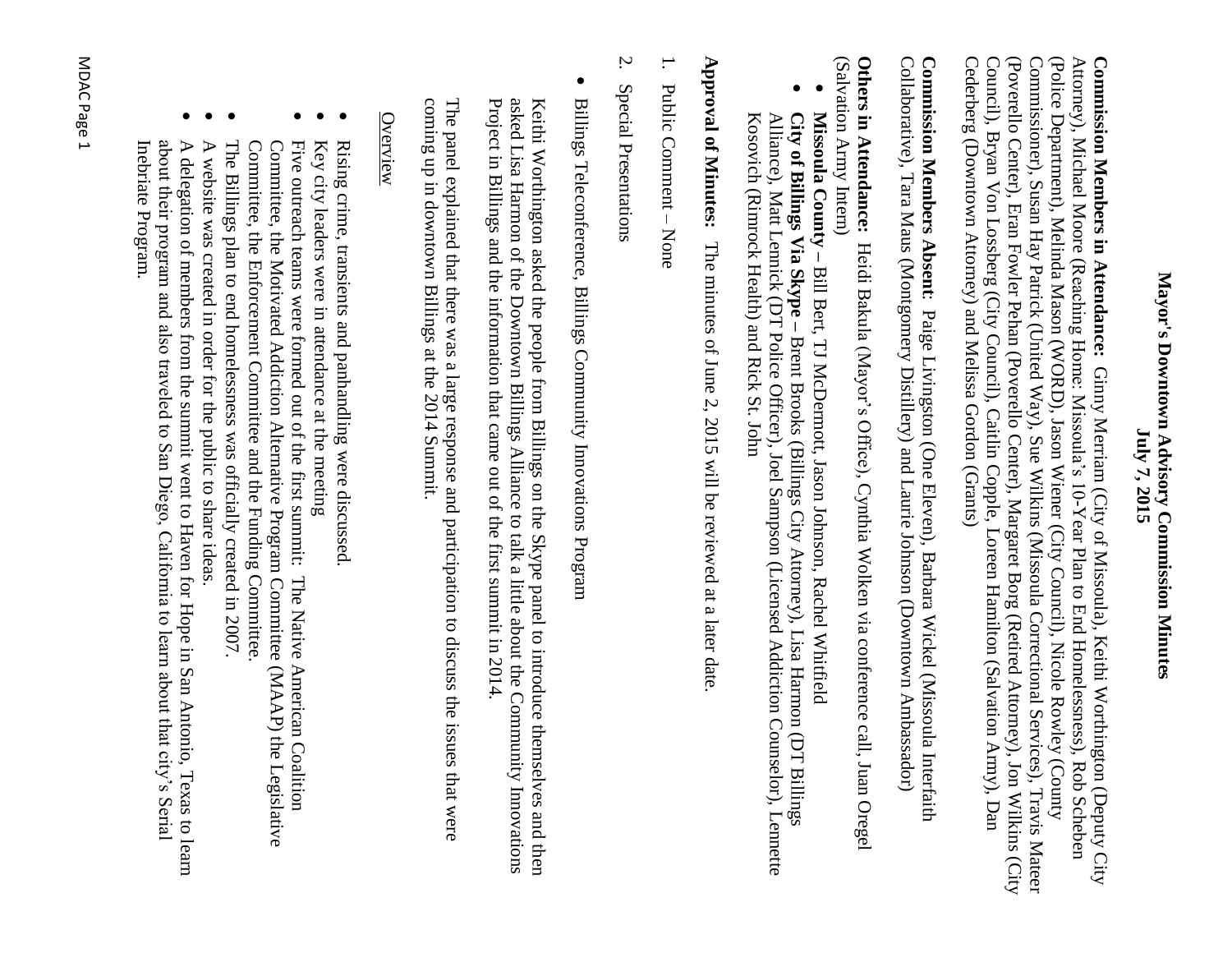# Mayor's Downtown Advisory Commission Minutes
## July 7, 2015

**Commission Members in Attendance:** Ginny Merriam (City of Missoula), Keithi Worthington (Deputy City Attorney), Michael Moore (Reaching Home: Missoula's 10-Year Plan to End Homelessness), Rob Scheben (Police Department), Melinda Mason (WORD), Jason Wiener (City Council), Nicole Rowley (County Commissioner), Susan Hay Patrick (United Way), Sue Wilkins (Missoula Correctional Services), Travis Mateer (Poverello Center), Eran Fowler Pehan (Poverello Center), Margaret Borg (Retired Attorney), Jon Wilkins (City Council), Bryan Von Lossberg (City Council), Caitlin Copple, Loreen Hamilton (Salvation Army), Dan Cederberg (Downtown Attorney) and Melissa Gordon (Grants)

**Commission Members Absent**: Paige Livingston (One Eleven), Barbara Wickel (Missoula Interfaith Collaborative), Tara Maus (Montgomery Distillery) and Laurie Johnson (Downtown Ambassador)

**Others in Attendance:** Heidi Bakula (Mayor's Office), Cynthia Wolken via conference call, Juan Oregel (Salvation Army Intern)

- **Missoula County –** Bill Bert, TJ McDermott, Jason Johnson, Rachel Whitfield
- **City of Billings Via Skype –** Brent Brooks (Billings City Attorney), Lisa Harmon (DT Billings Alliance), Matt Lennick (DT Police Officer), Joel Sampson (Licensed Addiction Counselor), Lennette Kosovich (Rimrock Health) and Rick St. John

**Approval of Minutes:** The minutes of June 2, 2015 will be reviewed at a later date.

1. Public Comment – None

2. Special Presentations

- Billings Teleconference, Billings Community Innovations Program

Keithi Worthington asked the people from Billings on the Skype panel to introduce themselves and then asked Lisa Harmon of the Downtown Billings Alliance to talk a little about the Community Innovations Project in Billings and the information that came out of the first summit in 2014.

The panel explained that there was a large response and participation to discuss the issues that were coming up in downtown Billings at the 2014 Summit.

<u>Overview</u>

- Rising crime, transients and panhandling were discussed.
- Key city leaders were in attendance at the meeting
- Five outreach teams were formed out of the first summit: The Native American Coalition Committee, the Motivated Addiction Alternative Program Committee (MAAP) the Legislative Committee, the Enforcement Committee and the Funding Committee.
- The Billings plan to end homelessness was officially created in 2007.
- A website was created in order for the public to share ideas.
- A delegation of members from the summit went to Haven for Hope in San Antonio, Texas to learn about their program and also traveled to San Diego, California to learn about that city's Serial Inebriate Program.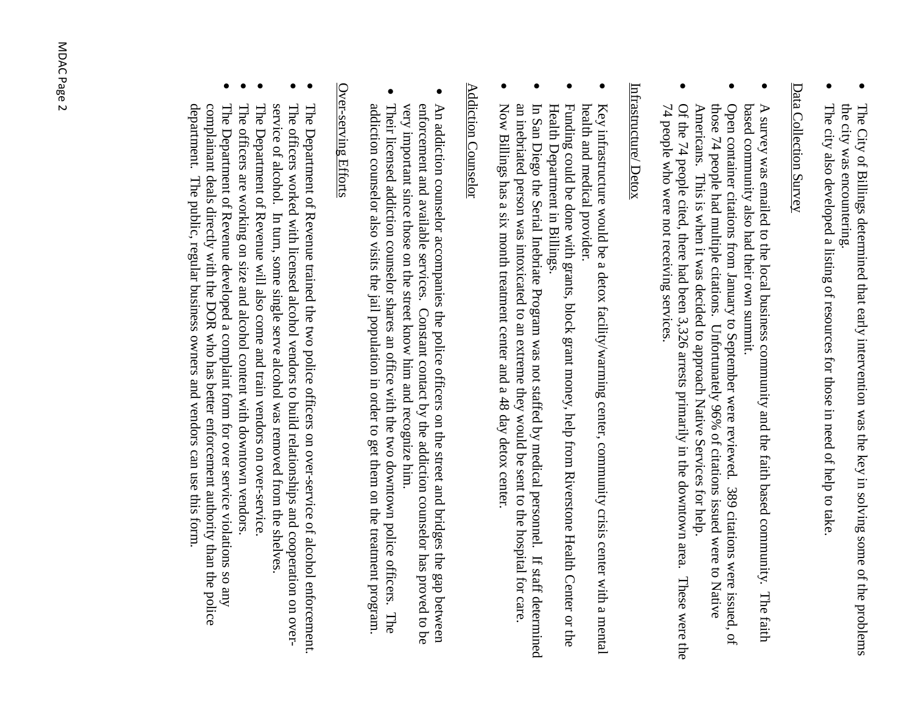- The City of Billings determined that early intervention was the key in solving some of the problems the city was encountering.
- The city also developed a listing of resources for those in need of help to take.

Data Collection Survey

- A survey was emailed to the local business community and the faith based community. The faith based community also had their own summit.
- Open container citations from January to September were reviewed. 389 citations were issued, of those 74 people had multiple citations. Unfortunately 96% of citations issued were to Native Americans. This is when it was decided to approach Native Services for help.
- Of the 74 people cited, there had been 3,326 arrests primarily in the downtown area. These were the 74 people who were not receiving services.

Infrastructure/ Detox

- Key infrastructure would be a detox facility/warming center, community crisis center with a mental health and medical provider.
- Funding could be done with grants, block grant money, help from Riverstone Health Center or the Health Department in Billings.
- In San Diego the Serial Inebriate Program was not staffed by medical personnel. If staff determined an inebriated person was intoxicated to an extreme they would be sent to the hospital for care.
- Now Billings has a six month treatment center and a 48 day detox center.

Addiction Counselor

- An addiction counselor accompanies the police officers on the street and bridges the gap between enforcement and available services. Constant contact by the addiction counselor has proved to be very important since those on the street know him and recognize him.
- Their licensed addiction counselor shares an office with the two downtown police officers. The addiction counselor also visits the jail population in order to get them on the treatment program.

Over-serving Efforts

- The Department of Revenue trained the two police officers on over-service of alcohol enforcement.
- The officers worked with licensed alcohol vendors to build relationships and cooperation on over-service of alcohol. In turn, some single serve alcohol was removed from the shelves.
- The Department of Revenue will also come and train vendors on over-service.
- The officers are working on size and alcohol content with downtown vendors.
- The Department of Revenue developed a complaint form for over service violations so any complaint deals directly with the DOR who has better enforcement authority than the police department. The public, regular business owners and vendors can use this form.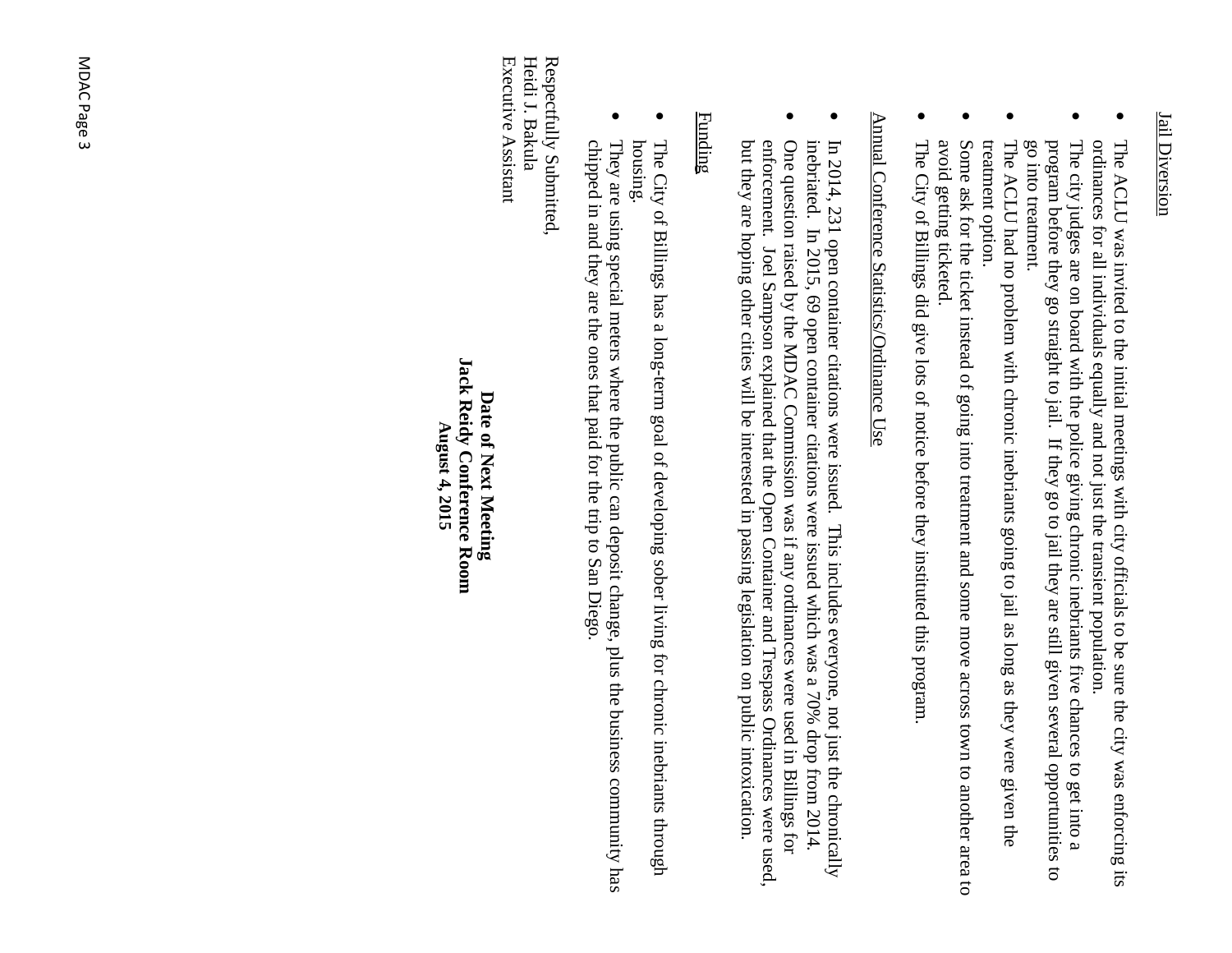## Jail Diversion

- The ACLU was invited to the initial meetings with city officials to be sure the city was enforcing its ordinances for all individuals equally and not just the transient population.
- The city judges are on board with the police giving chronic inebriants five chances to get into a program before they go straight to jail. If they go to jail they are still given several opportunities to go into treatment.
- The ACLU had no problem with chronic inebriants going to jail as long as they were given the treatment option.
- Some ask for the ticket instead of going into treatment and some move across town to another area to avoid getting ticketed.
- The City of Billings did give lots of notice before they instituted this program.

## Annual Conference Statistics/Ordinance Use

- In 2014, 231 open container citations were issued. This includes everyone, not just the chronically inebriated. In 2015, 69 open container citations were issued which was a 70% drop from 2014.
- One question raised by the MDAC Commission was if any ordinances were used in Billings for enforcement. Joel Sampson explained that the Open Container and Trespass Ordinances were used, but they are hoping other cities will be interested in passing legislation on public intoxication.

## Funding

- The City of Billings has a long-term goal of developing sober living for chronic inebriants through housing.
- They are using special meters where the public can deposit change, plus the business community has chipped in and they are the ones that paid for the trip to San Diego.

Respectfully Submitted,
Heidi J. Bakula
Executive Assistant

**Date of Next Meeting**
**Jack Reidy Conference Room**
**August 4, 2015**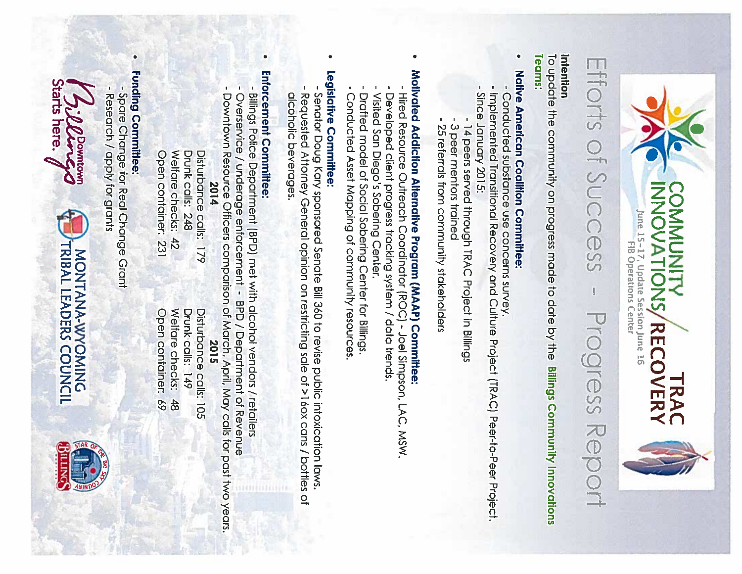COMMUNITY INNOVATIONS / TRAC RECOVERY

June 15-17, Update Session June 16
FIB Operations Center

# Efforts of Success - Progress Report

**Intention**

To update the community on progress made to date by the **Billings Community Innovations Teams:**

- **Native American Coalition Committee:**
  - Conducted substance use concerns survey.
  - Implemented Transitional Recovery and Culture Project (TRAC) Peer-to-Peer Project.
  - Since January 2015:
    - 14 peers served through TRAC Project in Billings
    - 3 peer mentors trained
    - 25 referrals from community stakeholders

- **Motivated Addiction Alternative Program (MAAP) Committee:**
  - Hired Resource Outreach Coordinator (ROC) - Joel Simpson, LAC, MSW.
  - Developed client progress tracking system / data trends.
  - Visited San Diego's Sobering Center.
  - Drafted model of Social Sobering Center for Billings.
  - Conducted Asset Mapping of community resources.

- **Legislative Committee:**
  - Senator Doug Kary sponsored Senate Bill 360 to revise public intoxication laws.
  - Requested Attorney General opinion on restricting sale of >16oz cans / bottles of alcoholic beverages.

- **Enforcement Committee:**
  - Billings Police Department (BPD) met with alcohol vendors / retailers
  - Overservice / underage enforcement - BPD / Department of Revenue
  - Downtown Resource Officers comparison of March, April, May calls for past two years.

| 2014 | 2015 |
|---|---|
| Disturbance calls: 179 | Disturbance calls: 105 |
| Drunk calls: 248 | Drunk calls: 149 |
| Welfare checks: 42 | Welfare checks: 48 |
| Open container: 231 | Open container: 69 |

- **Funding Committee:**
  - Spare Change for Real Change Grant
  - Research / apply for grants

Billings Downtown Starts here.

MONTANA-WYOMING TRIBAL LEADERS COUNCIL

Billings — Star of the Big Sky Country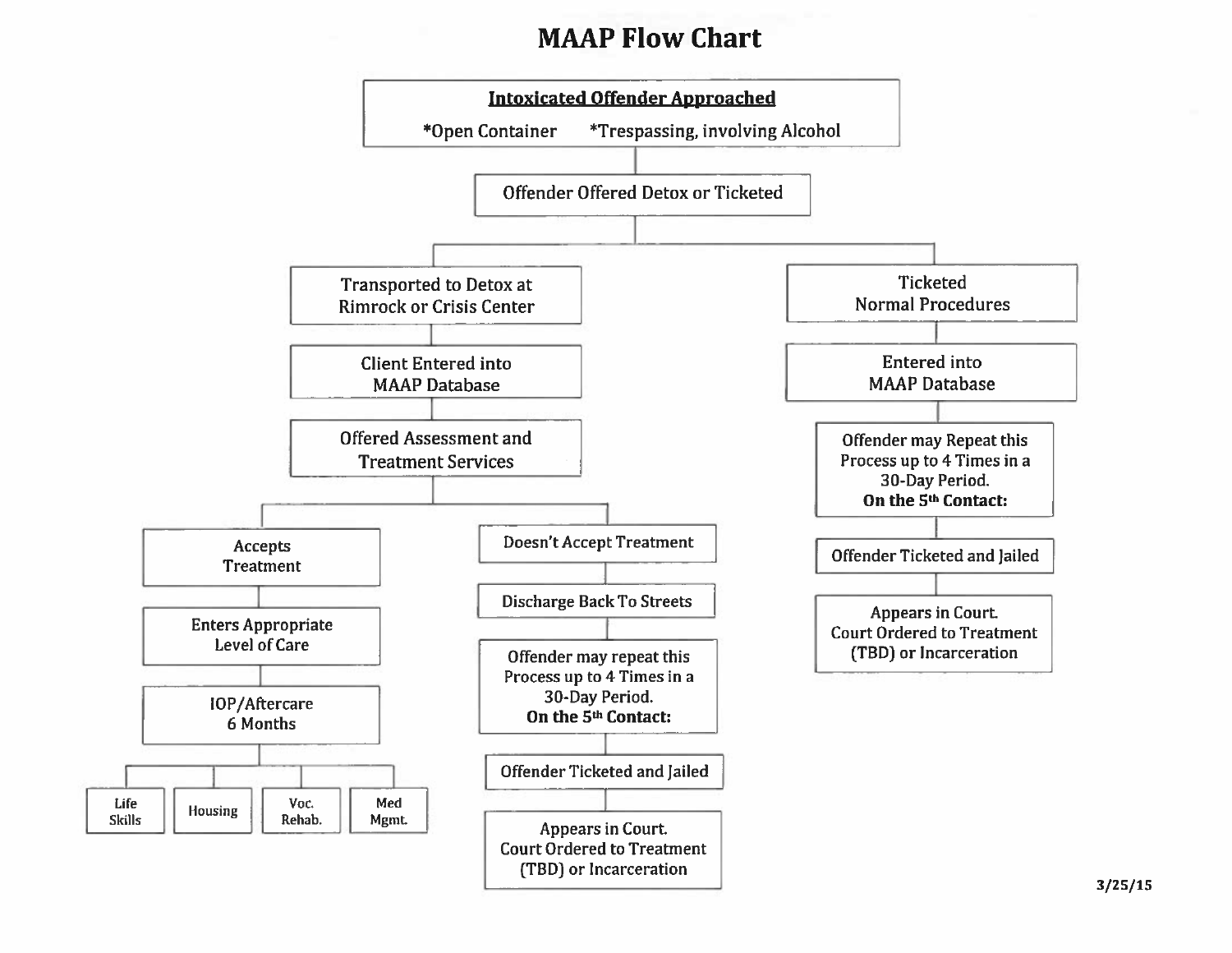# MAAP Flow Chart

**Intoxicated Offender Approached**

*Open Container *Trespassing, involving Alcohol

Offender Offered Detox or Ticketed

Transported to Detox at Rimrock or Crisis Center

Client Entered into MAAP Database

Offered Assessment and Treatment Services

Accepts Treatment

Enters Appropriate Level of Care

IOP/Aftercare 6 Months

Life Skills

Housing

Voc. Rehab.

Med Mgmt.

Doesn't Accept Treatment

Discharge Back To Streets

Offender may repeat this Process up to 4 Times in a 30-Day Period. **On the 5th Contact:**

Offender Ticketed and Jailed

Appears in Court. Court Ordered to Treatment (TBD) or Incarceration

Ticketed Normal Procedures

Entered into MAAP Database

Offender may Repeat this Process up to 4 Times in a 30-Day Period. **On the 5th Contact:**

Offender Ticketed and Jailed

Appears in Court. Court Ordered to Treatment (TBD) or Incarceration

3/25/15